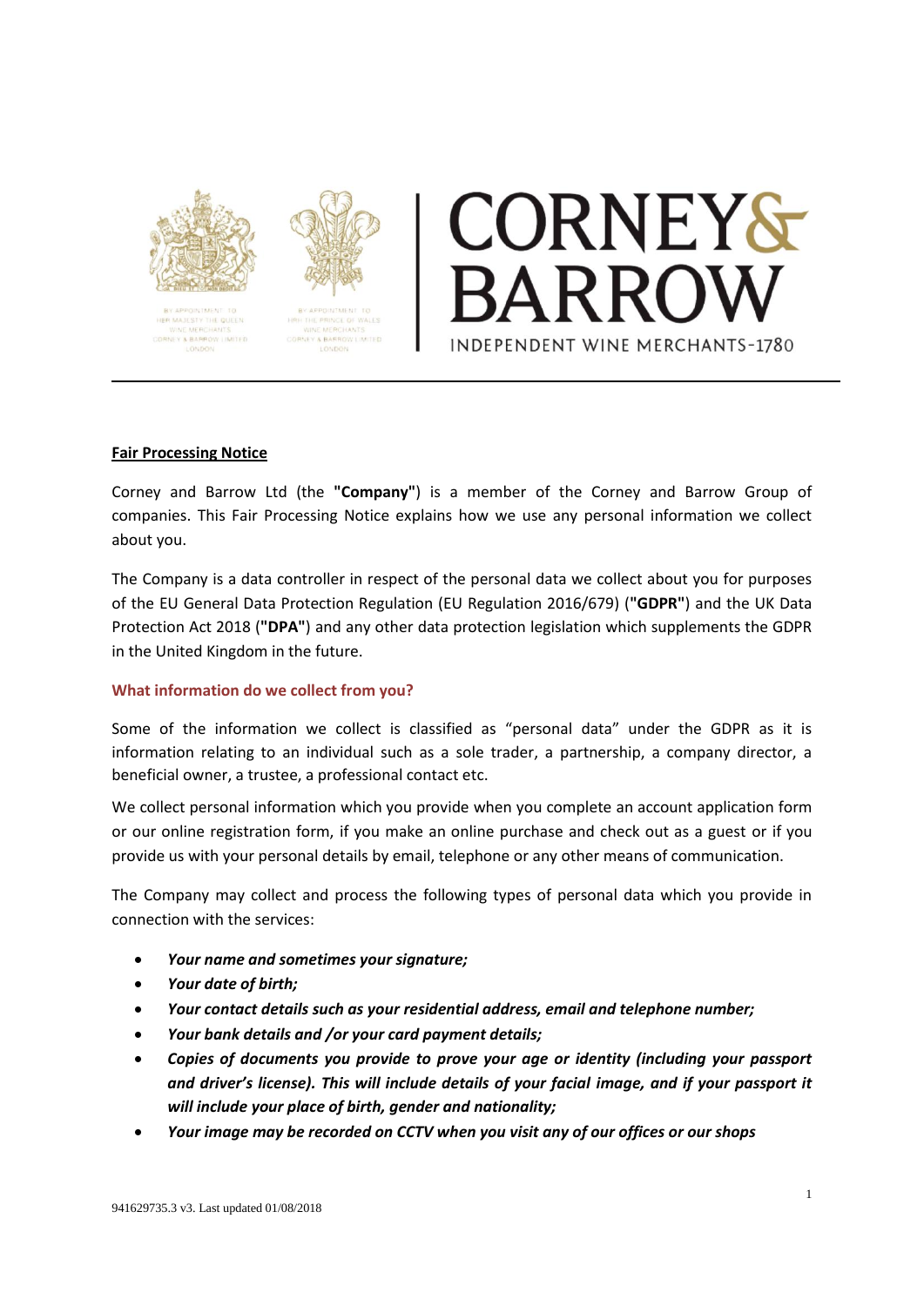CORNEY & BARROW

INDEPENDENT WINE MERCHANTS-1780

**Fair Processing Notice**

Corney and Barrow Ltd (the **"Company"**) is a member of the Corney and Barrow Group of companies. This Fair Processing Notice explains how we use any personal information we collect about you.

The Company is a data controller in respect of the personal data we collect about you for purposes of the EU General Data Protection Regulation (EU Regulation 2016/679) (**"GDPR"**) and the UK Data Protection Act 2018 (**"DPA"**) and any other data protection legislation which supplements the GDPR in the United Kingdom in the future.

## What information do we collect from you?

Some of the information we collect is classified as "personal data" under the GDPR as it is information relating to an individual such as a sole trader, a partnership, a company director, a beneficial owner, a trustee, a professional contact etc.

We collect personal information which you provide when you complete an account application form or our online registration form, if you make an online purchase and check out as a guest or if you provide us with your personal details by email, telephone or any other means of communication.

The Company may collect and process the following types of personal data which you provide in connection with the services:

- ***Your name and sometimes your signature;***
- ***Your date of birth;***
- ***Your contact details such as your residential address, email and telephone number;***
- ***Your bank details and /or your card payment details;***
- ***Copies of documents you provide to prove your age or identity (including your passport and driver's license). This will include details of your facial image, and if your passport it will include your place of birth, gender and nationality;***
- ***Your image may be recorded on CCTV when you visit any of our offices or our shops***

941629735.3 v3. Last updated 01/08/2018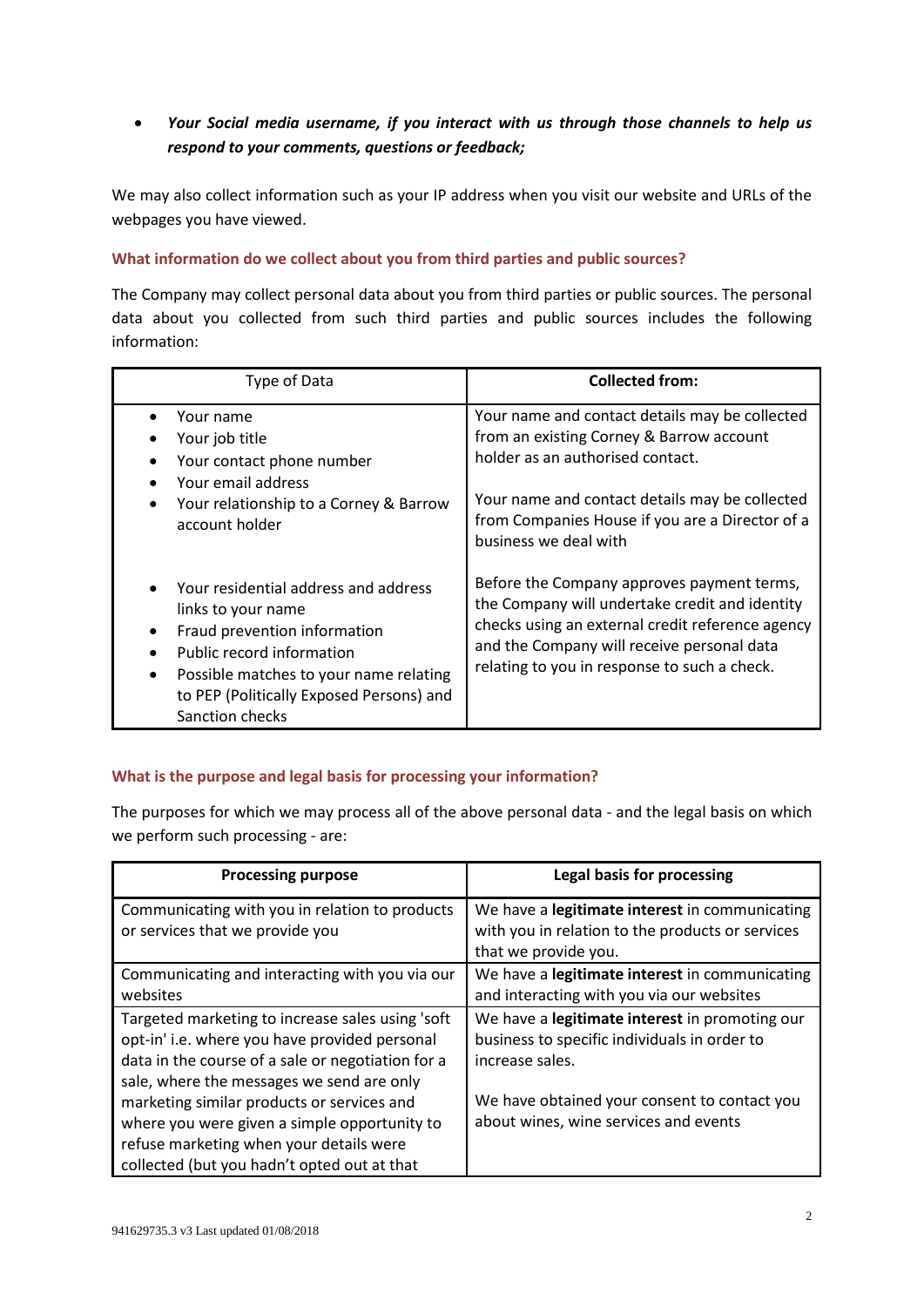- ***Your Social media username, if you interact with us through those channels to help us respond to your comments, questions or feedback;***

We may also collect information such as your IP address when you visit our website and URLs of the webpages you have viewed.

### What information do we collect about you from third parties and public sources?

The Company may collect personal data about you from third parties or public sources. The personal data about you collected from such third parties and public sources includes the following information:

| Type of Data | **Collected from:** |
| --- | --- |
| • Your name<br>• Your job title<br>• Your contact phone number<br>• Your email address<br>• Your relationship to a Corney & Barrow account holder | Your name and contact details may be collected from an existing Corney & Barrow account holder as an authorised contact.<br><br>Your name and contact details may be collected from Companies House if you are a Director of a business we deal with |
| • Your residential address and address links to your name<br>• Fraud prevention information<br>• Public record information<br>• Possible matches to your name relating to PEP (Politically Exposed Persons) and Sanction checks | Before the Company approves payment terms, the Company will undertake credit and identity checks using an external credit reference agency and the Company will receive personal data relating to you in response to such a check. |

### What is the purpose and legal basis for processing your information?

The purposes for which we may process all of the above personal data - and the legal basis on which we perform such processing - are:

| **Processing purpose** | **Legal basis for processing** |
| --- | --- |
| Communicating with you in relation to products or services that we provide you | We have a **legitimate interest** in communicating with you in relation to the products or services that we provide you. |
| Communicating and interacting with you via our websites | We have a **legitimate interest** in communicating and interacting with you via our websites |
| Targeted marketing to increase sales using 'soft opt-in' i.e. where you have provided personal data in the course of a sale or negotiation for a sale, where the messages we send are only marketing similar products or services and where you were given a simple opportunity to refuse marketing when your details were collected (but you hadn't opted out at that | We have a **legitimate interest** in promoting our business to specific individuals in order to increase sales.<br><br>We have obtained your consent to contact you about wines, wine services and events |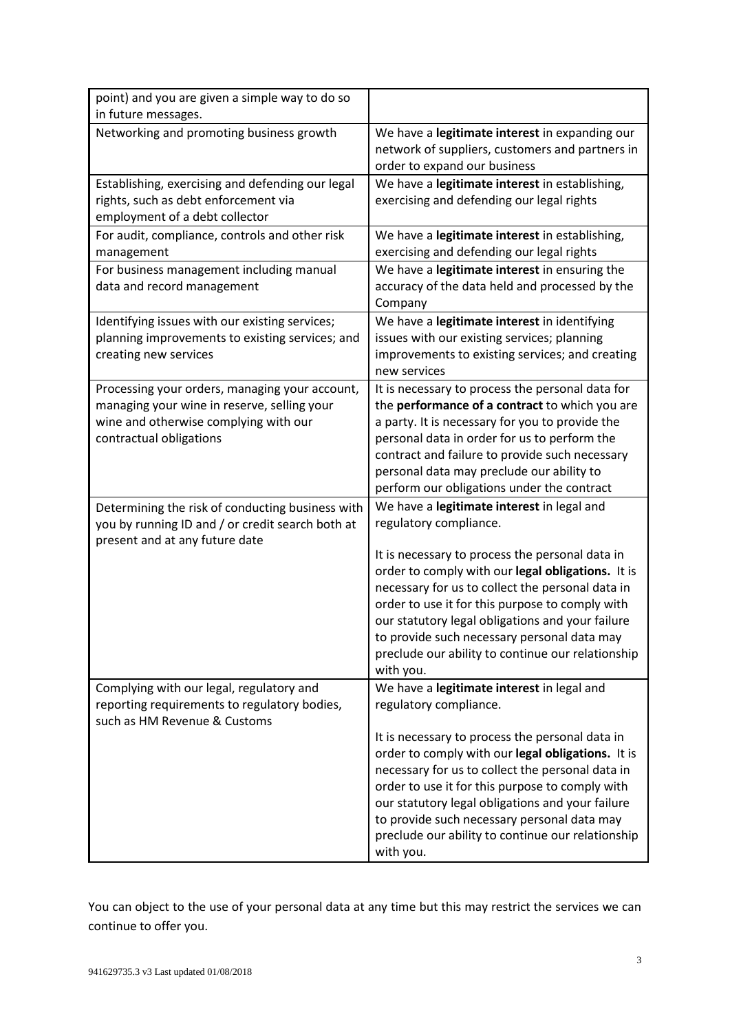| | |
|---|---|
| point) and you are given a simple way to do so in future messages. | |
| Networking and promoting business growth | We have a **legitimate interest** in expanding our network of suppliers, customers and partners in order to expand our business |
| Establishing, exercising and defending our legal rights, such as debt enforcement via employment of a debt collector | We have a **legitimate interest** in establishing, exercising and defending our legal rights |
| For audit, compliance, controls and other risk management | We have a **legitimate interest** in establishing, exercising and defending our legal rights |
| For business management including manual data and record management | We have a **legitimate interest** in ensuring the accuracy of the data held and processed by the Company |
| Identifying issues with our existing services; planning improvements to existing services; and creating new services | We have a **legitimate interest** in identifying issues with our existing services; planning improvements to existing services; and creating new services |
| Processing your orders, managing your account, managing your wine in reserve, selling your wine and otherwise complying with our contractual obligations | It is necessary to process the personal data for the **performance of a contract** to which you are a party. It is necessary for you to provide the personal data in order for us to perform the contract and failure to provide such necessary personal data may preclude our ability to perform our obligations under the contract |
| Determining the risk of conducting business with you by running ID and / or credit search both at present and at any future date | We have a **legitimate interest** in legal and regulatory compliance.<br><br>It is necessary to process the personal data in order to comply with our **legal obligations.** It is necessary for us to collect the personal data in order to use it for this purpose to comply with our statutory legal obligations and your failure to provide such necessary personal data may preclude our ability to continue our relationship with you. |
| Complying with our legal, regulatory and reporting requirements to regulatory bodies, such as HM Revenue & Customs | We have a **legitimate interest** in legal and regulatory compliance.<br><br>It is necessary to process the personal data in order to comply with our **legal obligations.** It is necessary for us to collect the personal data in order to use it for this purpose to comply with our statutory legal obligations and your failure to provide such necessary personal data may preclude our ability to continue our relationship with you. |

You can object to the use of your personal data at any time but this may restrict the services we can continue to offer you.

941629735.3 v3 Last updated 01/08/2018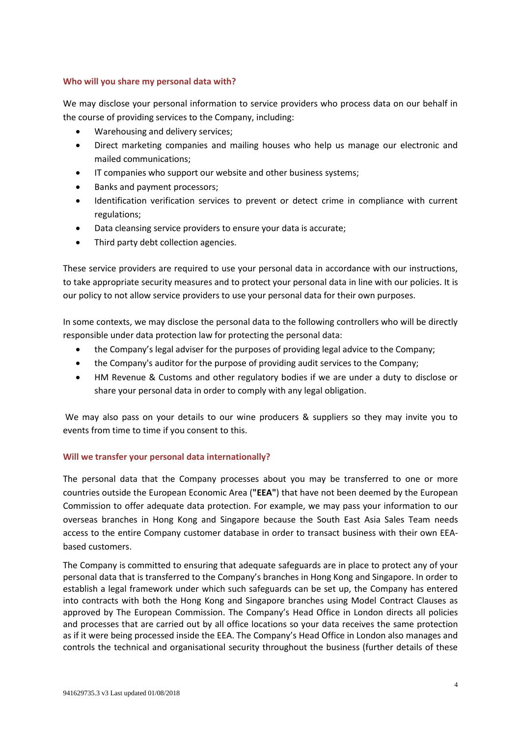### Who will you share my personal data with?

We may disclose your personal information to service providers who process data on our behalf in the course of providing services to the Company, including:

- Warehousing and delivery services;
- Direct marketing companies and mailing houses who help us manage our electronic and mailed communications;
- IT companies who support our website and other business systems;
- Banks and payment processors;
- Identification verification services to prevent or detect crime in compliance with current regulations;
- Data cleansing service providers to ensure your data is accurate;
- Third party debt collection agencies.

These service providers are required to use your personal data in accordance with our instructions, to take appropriate security measures and to protect your personal data in line with our policies. It is our policy to not allow service providers to use your personal data for their own purposes.

In some contexts, we may disclose the personal data to the following controllers who will be directly responsible under data protection law for protecting the personal data:

- the Company's legal adviser for the purposes of providing legal advice to the Company;
- the Company's auditor for the purpose of providing audit services to the Company;
- HM Revenue & Customs and other regulatory bodies if we are under a duty to disclose or share your personal data in order to comply with any legal obligation.

We may also pass on your details to our wine producers & suppliers so they may invite you to events from time to time if you consent to this.

### Will we transfer your personal data internationally?

The personal data that the Company processes about you may be transferred to one or more countries outside the European Economic Area (**"EEA"**) that have not been deemed by the European Commission to offer adequate data protection. For example, we may pass your information to our overseas branches in Hong Kong and Singapore because the South East Asia Sales Team needs access to the entire Company customer database in order to transact business with their own EEA-based customers.

The Company is committed to ensuring that adequate safeguards are in place to protect any of your personal data that is transferred to the Company's branches in Hong Kong and Singapore. In order to establish a legal framework under which such safeguards can be set up, the Company has entered into contracts with both the Hong Kong and Singapore branches using Model Contract Clauses as approved by The European Commission. The Company's Head Office in London directs all policies and processes that are carried out by all office locations so your data receives the same protection as if it were being processed inside the EEA. The Company's Head Office in London also manages and controls the technical and organisational security throughout the business (further details of these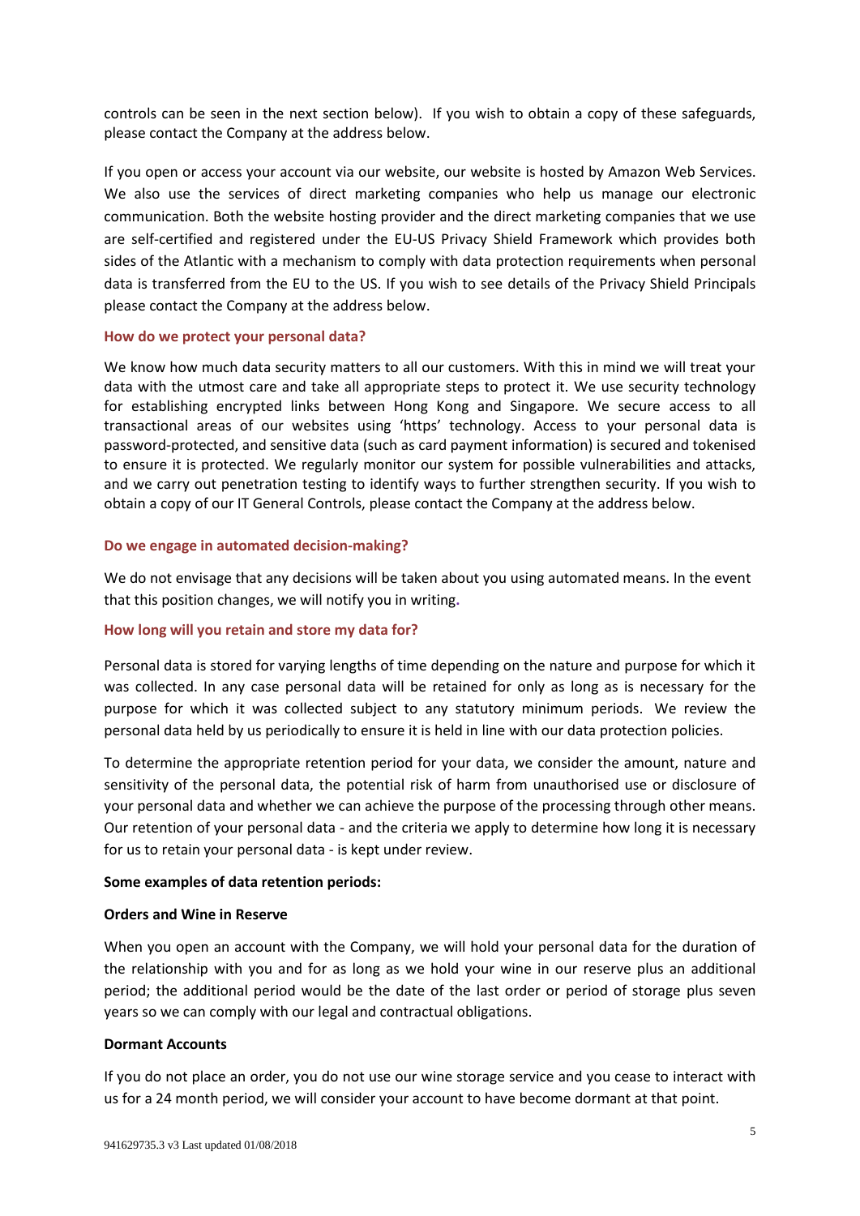controls can be seen in the next section below). If you wish to obtain a copy of these safeguards, please contact the Company at the address below.

If you open or access your account via our website, our website is hosted by Amazon Web Services. We also use the services of direct marketing companies who help us manage our electronic communication. Both the website hosting provider and the direct marketing companies that we use are self-certified and registered under the EU-US Privacy Shield Framework which provides both sides of the Atlantic with a mechanism to comply with data protection requirements when personal data is transferred from the EU to the US. If you wish to see details of the Privacy Shield Principals please contact the Company at the address below.

### How do we protect your personal data?

We know how much data security matters to all our customers. With this in mind we will treat your data with the utmost care and take all appropriate steps to protect it. We use security technology for establishing encrypted links between Hong Kong and Singapore. We secure access to all transactional areas of our websites using 'https' technology. Access to your personal data is password-protected, and sensitive data (such as card payment information) is secured and tokenised to ensure it is protected. We regularly monitor our system for possible vulnerabilities and attacks, and we carry out penetration testing to identify ways to further strengthen security. If you wish to obtain a copy of our IT General Controls, please contact the Company at the address below.

### Do we engage in automated decision-making?

We do not envisage that any decisions will be taken about you using automated means. In the event that this position changes, we will notify you in writing.

### How long will you retain and store my data for?

Personal data is stored for varying lengths of time depending on the nature and purpose for which it was collected. In any case personal data will be retained for only as long as is necessary for the purpose for which it was collected subject to any statutory minimum periods. We review the personal data held by us periodically to ensure it is held in line with our data protection policies.

To determine the appropriate retention period for your data, we consider the amount, nature and sensitivity of the personal data, the potential risk of harm from unauthorised use or disclosure of your personal data and whether we can achieve the purpose of the processing through other means. Our retention of your personal data - and the criteria we apply to determine how long it is necessary for us to retain your personal data - is kept under review.

**Some examples of data retention periods:**

**Orders and Wine in Reserve**

When you open an account with the Company, we will hold your personal data for the duration of the relationship with you and for as long as we hold your wine in our reserve plus an additional period; the additional period would be the date of the last order or period of storage plus seven years so we can comply with our legal and contractual obligations.

**Dormant Accounts**

If you do not place an order, you do not use our wine storage service and you cease to interact with us for a 24 month period, we will consider your account to have become dormant at that point.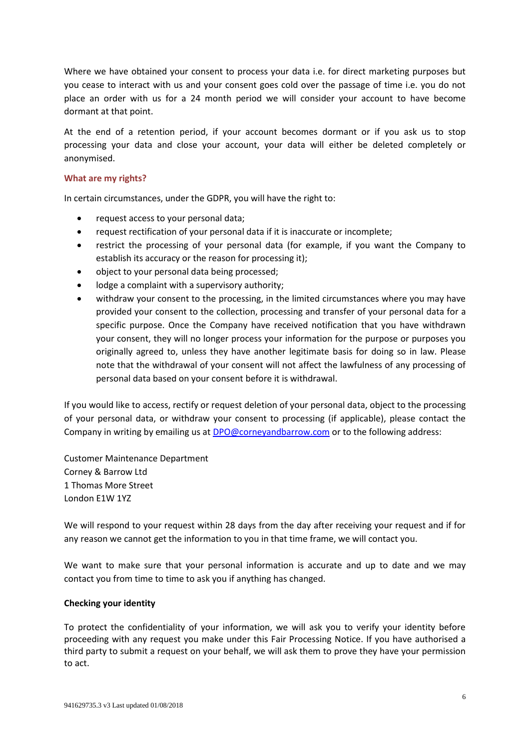Where we have obtained your consent to process your data i.e. for direct marketing purposes but you cease to interact with us and your consent goes cold over the passage of time i.e. you do not place an order with us for a 24 month period we will consider your account to have become dormant at that point.

At the end of a retention period, if your account becomes dormant or if you ask us to stop processing your data and close your account, your data will either be deleted completely or anonymised.

## What are my rights?

In certain circumstances, under the GDPR, you will have the right to:

- request access to your personal data;
- request rectification of your personal data if it is inaccurate or incomplete;
- restrict the processing of your personal data (for example, if you want the Company to establish its accuracy or the reason for processing it);
- object to your personal data being processed;
- lodge a complaint with a supervisory authority;
- withdraw your consent to the processing, in the limited circumstances where you may have provided your consent to the collection, processing and transfer of your personal data for a specific purpose. Once the Company have received notification that you have withdrawn your consent, they will no longer process your information for the purpose or purposes you originally agreed to, unless they have another legitimate basis for doing so in law. Please note that the withdrawal of your consent will not affect the lawfulness of any processing of personal data based on your consent before it is withdrawal.

If you would like to access, rectify or request deletion of your personal data, object to the processing of your personal data, or withdraw your consent to processing (if applicable), please contact the Company in writing by emailing us at [DPO@corneyandbarrow.com](mailto:DPO@corneyandbarrow.com) or to the following address:

Customer Maintenance Department
Corney & Barrow Ltd
1 Thomas More Street
London E1W 1YZ

We will respond to your request within 28 days from the day after receiving your request and if for any reason we cannot get the information to you in that time frame, we will contact you.

We want to make sure that your personal information is accurate and up to date and we may contact you from time to time to ask you if anything has changed.

**Checking your identity**

To protect the confidentiality of your information, we will ask you to verify your identity before proceeding with any request you make under this Fair Processing Notice. If you have authorised a third party to submit a request on your behalf, we will ask them to prove they have your permission to act.

941629735.3 v3 Last updated 01/08/2018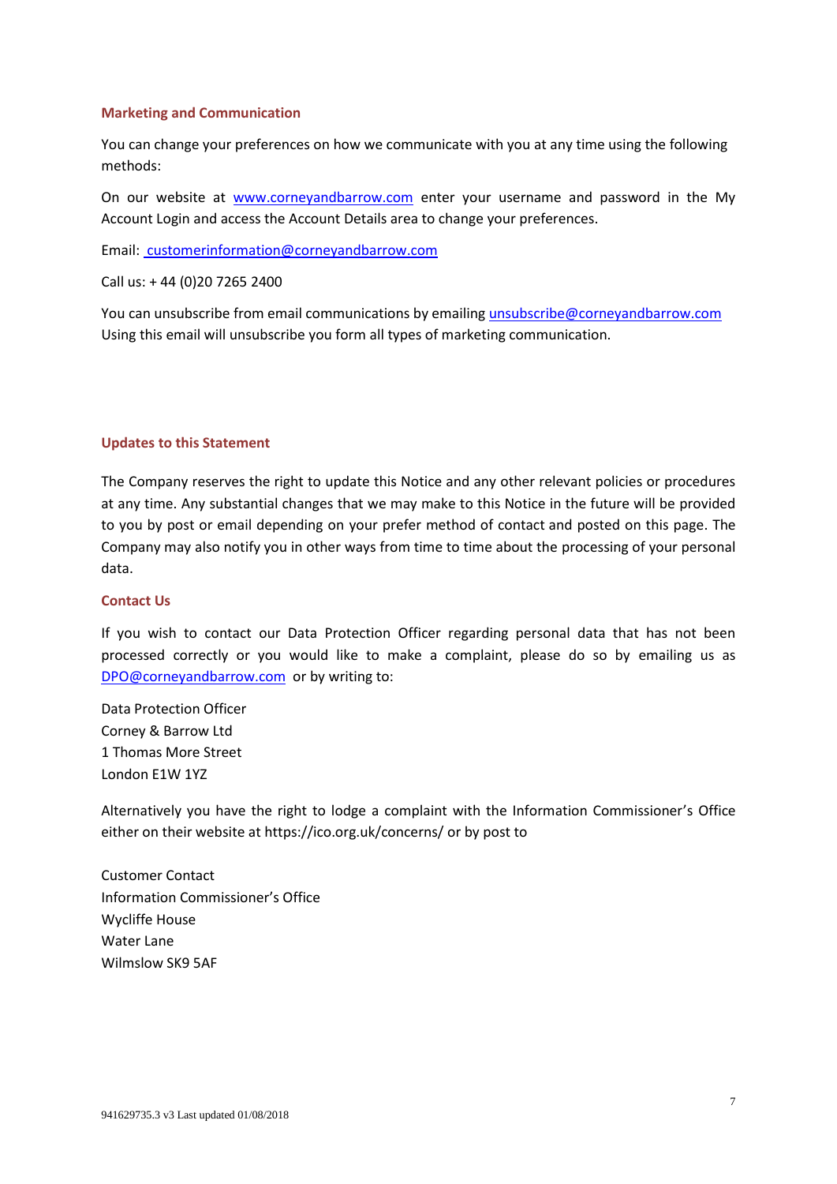## Marketing and Communication

You can change your preferences on how we communicate with you at any time using the following methods:

On our website at www.corneyandbarrow.com enter your username and password in the My Account Login and access the Account Details area to change your preferences.

Email: customerinformation@corneyandbarrow.com

Call us: + 44 (0)20 7265 2400

You can unsubscribe from email communications by emailing unsubscribe@corneyandbarrow.com Using this email will unsubscribe you form all types of marketing communication.

## Updates to this Statement

The Company reserves the right to update this Notice and any other relevant policies or procedures at any time. Any substantial changes that we may make to this Notice in the future will be provided to you by post or email depending on your prefer method of contact and posted on this page. The Company may also notify you in other ways from time to time about the processing of your personal data.

## Contact Us

If you wish to contact our Data Protection Officer regarding personal data that has not been processed correctly or you would like to make a complaint, please do so by emailing us as DPO@corneyandbarrow.com or by writing to:

Data Protection Officer
Corney & Barrow Ltd
1 Thomas More Street
London E1W 1YZ

Alternatively you have the right to lodge a complaint with the Information Commissioner's Office either on their website at https://ico.org.uk/concerns/ or by post to

Customer Contact
Information Commissioner's Office
Wycliffe House
Water Lane
Wilmslow SK9 5AF

941629735.3 v3 Last updated 01/08/2018